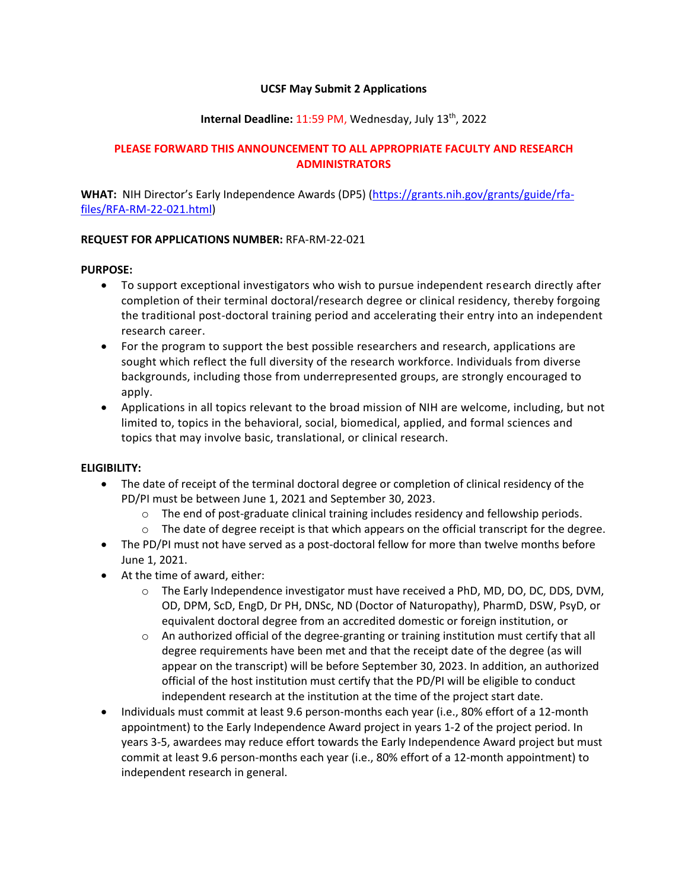**UCSF May Submit 2 Applications**

**Internal Deadline:** 11:59 PM, Wednesday, July 13th, 2022

**PLEASE FORWARD THIS ANNOUNCEMENT TO ALL APPROPRIATE FACULTY AND RESEARCH ADMINISTRATORS**

**WHAT:** NIH Director's Early Independence Awards (DP5) (https://grants.nih.gov/grants/guide/rfa-files/RFA-RM-22-021.html)

**REQUEST FOR APPLICATIONS NUMBER:** RFA-RM-22-021

**PURPOSE:**

- To support exceptional investigators who wish to pursue independent research directly after completion of their terminal doctoral/research degree or clinical residency, thereby forgoing the traditional post-doctoral training period and accelerating their entry into an independent research career.
- For the program to support the best possible researchers and research, applications are sought which reflect the full diversity of the research workforce. Individuals from diverse backgrounds, including those from underrepresented groups, are strongly encouraged to apply.
- Applications in all topics relevant to the broad mission of NIH are welcome, including, but not limited to, topics in the behavioral, social, biomedical, applied, and formal sciences and topics that may involve basic, translational, or clinical research.

**ELIGIBILITY:**

- The date of receipt of the terminal doctoral degree or completion of clinical residency of the PD/PI must be between June 1, 2021 and September 30, 2023.
  - The end of post-graduate clinical training includes residency and fellowship periods.
  - The date of degree receipt is that which appears on the official transcript for the degree.
- The PD/PI must not have served as a post-doctoral fellow for more than twelve months before June 1, 2021.
- At the time of award, either:
  - The Early Independence investigator must have received a PhD, MD, DO, DC, DDS, DVM, OD, DPM, ScD, EngD, Dr PH, DNSc, ND (Doctor of Naturopathy), PharmD, DSW, PsyD, or equivalent doctoral degree from an accredited domestic or foreign institution, or
  - An authorized official of the degree-granting or training institution must certify that all degree requirements have been met and that the receipt date of the degree (as will appear on the transcript) will be before September 30, 2023. In addition, an authorized official of the host institution must certify that the PD/PI will be eligible to conduct independent research at the institution at the time of the project start date.
- Individuals must commit at least 9.6 person-months each year (i.e., 80% effort of a 12-month appointment) to the Early Independence Award project in years 1-2 of the project period. In years 3-5, awardees may reduce effort towards the Early Independence Award project but must commit at least 9.6 person-months each year (i.e., 80% effort of a 12-month appointment) to independent research in general.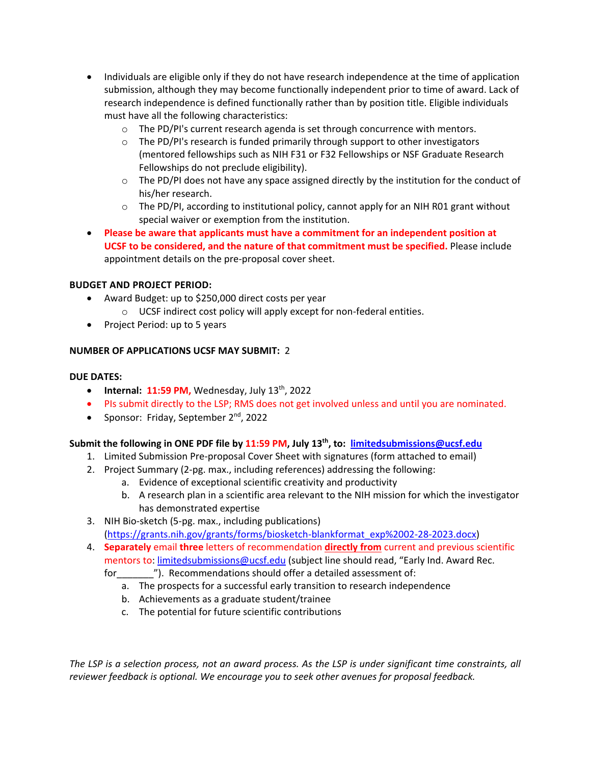- Individuals are eligible only if they do not have research independence at the time of application submission, although they may become functionally independent prior to time of award. Lack of research independence is defined functionally rather than by position title. Eligible individuals must have all the following characteristics:
  - The PD/PI's current research agenda is set through concurrence with mentors.
  - The PD/PI's research is funded primarily through support to other investigators (mentored fellowships such as NIH F31 or F32 Fellowships or NSF Graduate Research Fellowships do not preclude eligibility).
  - The PD/PI does not have any space assigned directly by the institution for the conduct of his/her research.
  - The PD/PI, according to institutional policy, cannot apply for an NIH R01 grant without special waiver or exemption from the institution.
- **Please be aware that applicants must have a commitment for an independent position at UCSF to be considered, and the nature of that commitment must be specified.** Please include appointment details on the pre-proposal cover sheet.

**BUDGET AND PROJECT PERIOD:**

- Award Budget: up to $250,000 direct costs per year
  - UCSF indirect cost policy will apply except for non-federal entities.
- Project Period: up to 5 years

**NUMBER OF APPLICATIONS UCSF MAY SUBMIT:** 2

**DUE DATES:**

- **Internal:** **11:59 PM,** Wednesday, July 13th, 2022
- PIs submit directly to the LSP; RMS does not get involved unless and until you are nominated.
- Sponsor: Friday, September 2nd, 2022

**Submit the following in ONE PDF file by 11:59 PM, July 13th, to: limitedsubmissions@ucsf.edu**

1. Limited Submission Pre-proposal Cover Sheet with signatures (form attached to email)
2. Project Summary (2-pg. max., including references) addressing the following:
   a. Evidence of exceptional scientific creativity and productivity
   b. A research plan in a scientific area relevant to the NIH mission for which the investigator has demonstrated expertise
3. NIH Bio-sketch (5-pg. max., including publications) (https://grants.nih.gov/grants/forms/biosketch-blankformat_exp%2002-28-2023.docx)
4. **Separately** email **three** letters of recommendation **directly from** current and previous scientific mentors to: limitedsubmissions@ucsf.edu (subject line should read, "Early Ind. Award Rec. for_______"). Recommendations should offer a detailed assessment of:
   a. The prospects for a successful early transition to research independence
   b. Achievements as a graduate student/trainee
   c. The potential for future scientific contributions

*The LSP is a selection process, not an award process. As the LSP is under significant time constraints, all reviewer feedback is optional. We encourage you to seek other avenues for proposal feedback.*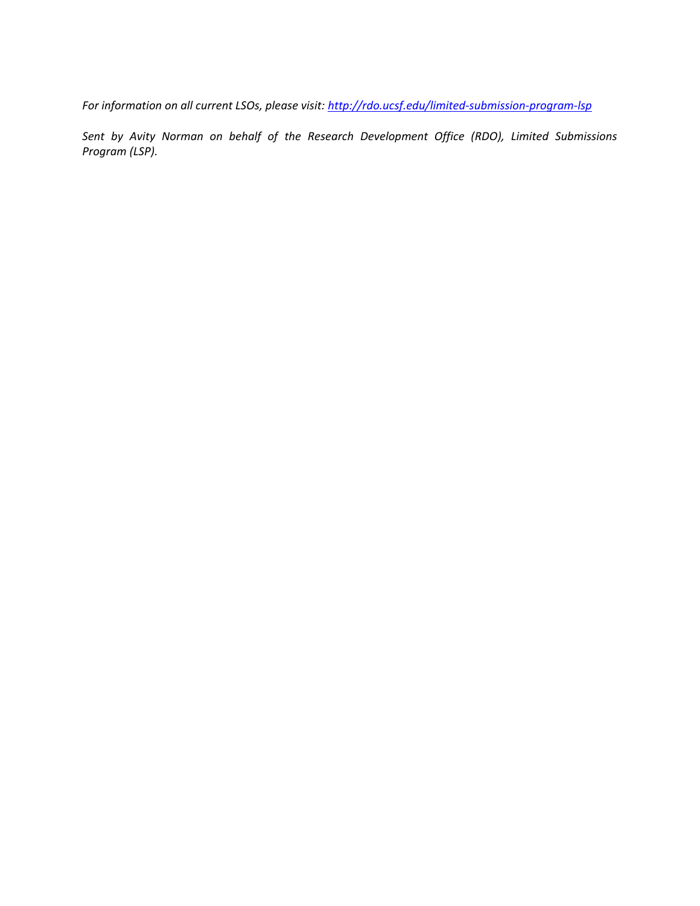*For information on all current LSOs, please visit: [http://rdo.ucsf.edu/limited-submission-program-lsp](http://rdo.ucsf.edu/limited-submission-program-lsp)*

*Sent by Avity Norman on behalf of the Research Development Office (RDO), Limited Submissions Program (LSP).*